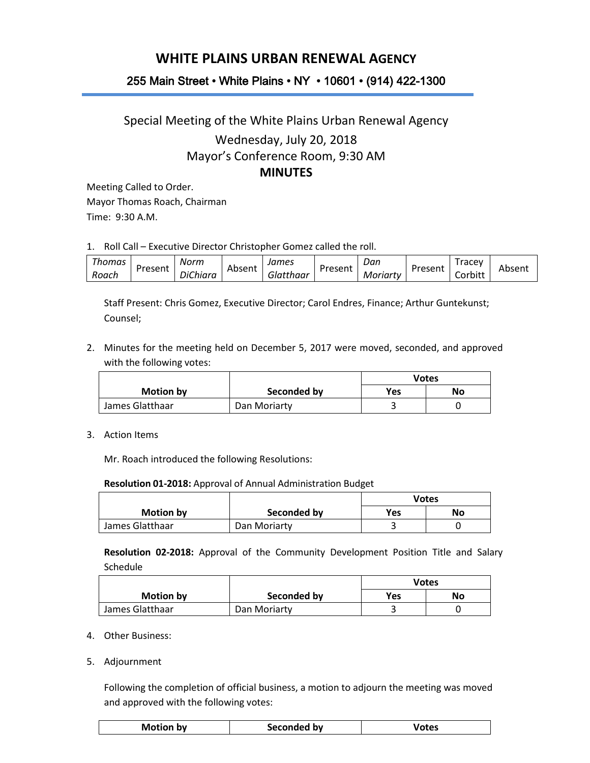# WHITE PLAINS URBAN RENEWAL AGENCY

## 255 Main Street • White Plains • NY • 10601 • (914) 422-1300

Special Meeting of the White Plains Urban Renewal Agency

Wednesday, July 20, 2018

Mayor's Conference Room, 9:30 AM

**MINUTES**

Meeting Called to Order.
Mayor Thomas Roach, Chairman
Time: 9:30 A.M.

1. Roll Call – Executive Director Christopher Gomez called the roll.

| *Thomas Roach* | Present | *Norm DiChiara* | Absent | *James Glatthaar* | Present | *Dan Moriarty* | Present | Tracey Corbitt | Absent |
|---|---|---|---|---|---|---|---|---|---|

Staff Present: Chris Gomez, Executive Director; Carol Endres, Finance; Arthur Guntekunst; Counsel;

2. Minutes for the meeting held on December 5, 2017 were moved, seconded, and approved with the following votes:

| | | Votes | |
|---|---|---|---|
| **Motion by** | **Seconded by** | **Yes** | **No** |
| James Glatthaar | Dan Moriarty | 3 | 0 |

3. Action Items

Mr. Roach introduced the following Resolutions:

**Resolution 01-2018:** Approval of Annual Administration Budget

| | | Votes | |
|---|---|---|---|
| **Motion by** | **Seconded by** | **Yes** | **No** |
| James Glatthaar | Dan Moriarty | 3 | 0 |

**Resolution 02-2018:** Approval of the Community Development Position Title and Salary Schedule

| | | Votes | |
|---|---|---|---|
| **Motion by** | **Seconded by** | **Yes** | **No** |
| James Glatthaar | Dan Moriarty | 3 | 0 |

4. Other Business:

5. Adjournment

Following the completion of official business, a motion to adjourn the meeting was moved and approved with the following votes:

| **Motion by** | **Seconded by** | **Votes** |
|---|---|---|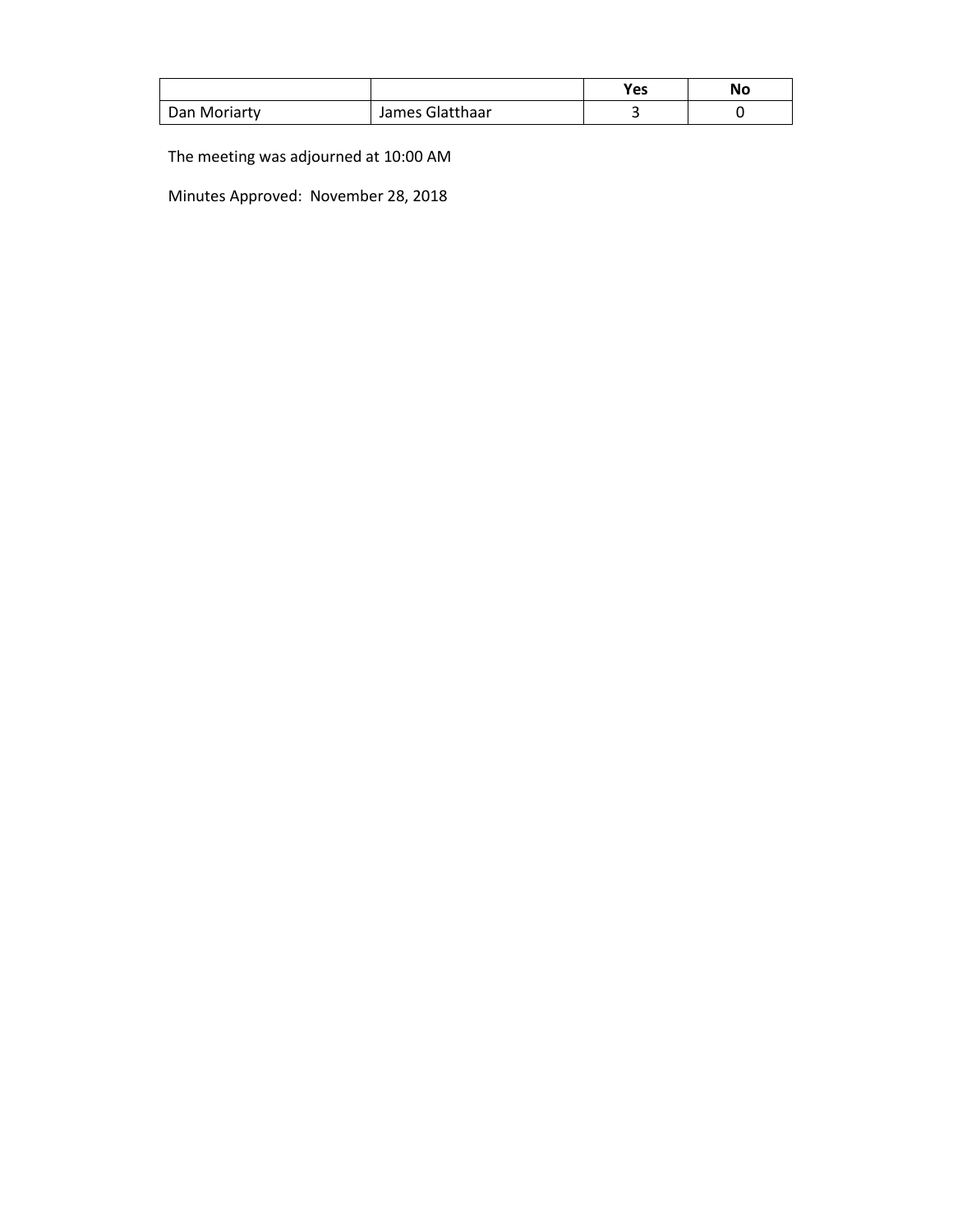| | | Yes | No |
|---|---|---|---|
| Dan Moriarty | James Glatthaar | 3 | 0 |

The meeting was adjourned at 10:00 AM

Minutes Approved: November 28, 2018